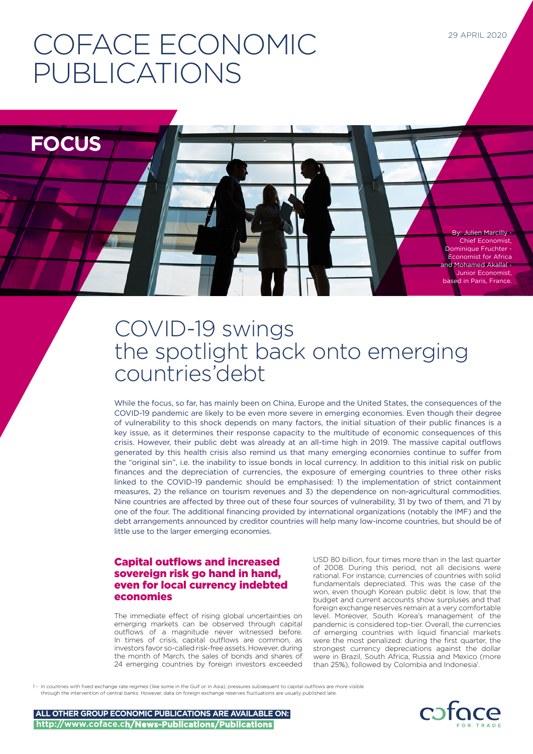# COFACE ECONOMIC PUBLICATIONS

29 APRIL 2020

**FOCUS**

By: Julien Marcilly - Chief Economist, Dominique Fruchter - Economist for Africa and Mohamed Akallal - Junior Economist, based in Paris, France.

# COVID-19 swings the spotlight back onto emerging countries'debt

While the focus, so far, has mainly been on China, Europe and the United States, the consequences of the COVID-19 pandemic are likely to be even more severe in emerging economies. Even though their degree of vulnerability to this shock depends on many factors, the initial situation of their public finances is a key issue, as it determines their response capacity to the multitude of economic consequences of this crisis. However, their public debt was already at an all-time high in 2019. The massive capital outflows generated by this health crisis also remind us that many emerging economies continue to suffer from the "original sin", i.e. the inability to issue bonds in local currency. In addition to this initial risk on public finances and the depreciation of currencies, the exposure of emerging countries to three other risks linked to the COVID-19 pandemic should be emphasised: 1) the implementation of strict containment measures, 2) the reliance on tourism revenues and 3) the dependence on non-agricultural commodities. Nine countries are affected by three out of these four sources of vulnerability, 31 by two of them, and 71 by one of the four. The additional financing provided by international organizations (notably the IMF) and the debt arrangements announced by creditor countries will help many low-income countries, but should be of little use to the larger emerging economies.

## Capital outflows and increased sovereign risk go hand in hand, even for local currency indebted economies

The immediate effect of rising global uncertainties on emerging markets can be observed through capital outflows of a magnitude never witnessed before. In times of crisis, capital outflows are common, as investors favor so-called risk-free assets. However, during the month of March, the sales of bonds and shares of 24 emerging countries by foreign investors exceeded USD 80 billion, four times more than in the last quarter of 2008. During this period, not all decisions were rational. For instance, currencies of countries with solid fundamentals depreciated. This was the case of the won, even though Korean public debt is low, that the budget and current accounts show surpluses and that foreign exchange reserves remain at a very comfortable level. Moreover, South Korea's management of the pandemic is considered top-tier. Overall, the currencies of emerging countries with liquid financial markets were the most penalized: during the first quarter, the strongest currency depreciations against the dollar were in Brazil, South Africa, Russia and Mexico (more than 25%), followed by Colombia and Indonesia[1].

1 - In countries with fixed exchange rate regimes (like some in the Gulf or in Asia), pressures subsequent to capital outflows are more visible through the intervention of central banks. However, data on foreign exchange reserves fluctuations are usually published late.

ALL OTHER GROUP ECONOMIC PUBLICATIONS ARE AVAILABLE ON: http://www.coface.ch/News-Publications/Publications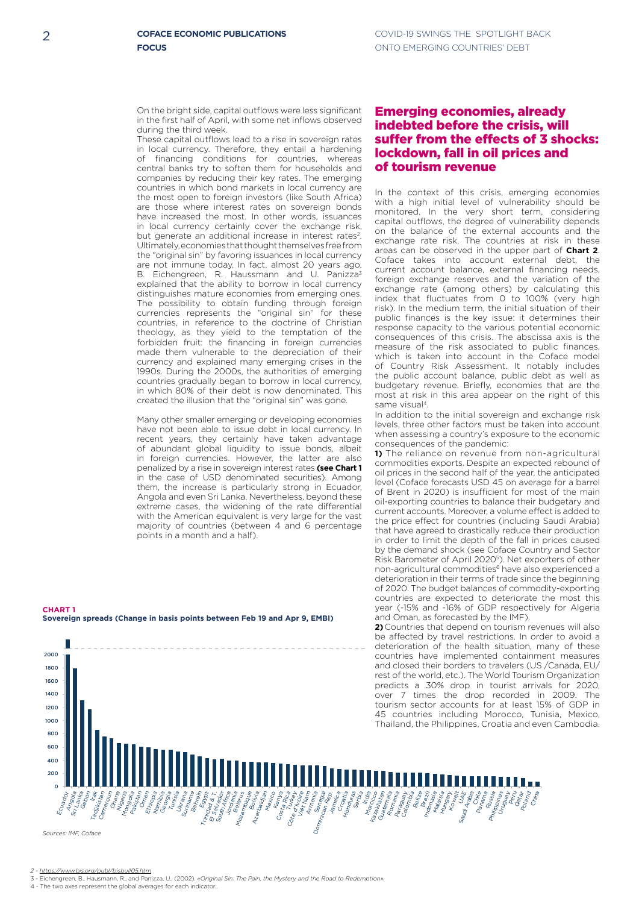On the bright side, capital outflows were less significant in the first half of April, with some net inflows observed during the third week.

These capital outflows lead to a rise in sovereign rates in local currency. Therefore, they entail a hardening of financing conditions for countries, whereas central banks try to soften them for households and companies by reducing their key rates. The emerging countries in which bond markets in local currency are the most open to foreign investors (like South Africa) are those where interest rates on sovereign bonds have increased the most. In other words, issuances in local currency certainly cover the exchange risk, but generate an additional increase in interest rates[2]. Ultimately, economies that thought themselves free from the "original sin" by favoring issuances in local currency are not immune today. In fact, almost 20 years ago, B. Eichengreen, R. Haussmann and U. Panizza[3] explained that the ability to borrow in local currency distinguishes mature economies from emerging ones. The possibility to obtain funding through foreign currencies represents the "original sin" for these countries, in reference to the doctrine of Christian theology, as they yield to the temptation of the forbidden fruit: the financing in foreign currencies made them vulnerable to the depreciation of their currency and explained many emerging crises in the 1990s. During the 2000s, the authorities of emerging countries gradually began to borrow in local currency, in which 80% of their debt is now denominated. This created the illusion that the "original sin" was gone.

Many other smaller emerging or developing economies have not been able to issue debt in local currency. In recent years, they certainly have taken advantage of abundant global liquidity to issue bonds, albeit in foreign currencies. However, the latter are also penalized by a rise in sovereign interest rates **(see Chart 1** in the case of USD denominated securities). Among them, the increase is particularly strong in Ecuador, Angola and even Sri Lanka. Nevertheless, beyond these extreme cases, the widening of the rate differential with the American equivalent is very large for the vast majority of countries (between 4 and 6 percentage points in a month and a half).

**CHART 1**
**Sovereign spreads (Change in basis points between Feb 19 and Apr 9, EMBI)**

Sources: IMF, Coface

## Emerging economies, already indebted before the crisis, will suffer from the effects of 3 shocks: lockdown, fall in oil prices and of tourism revenue

In the context of this crisis, emerging economies with a high initial level of vulnerability should be monitored. In the very short term, considering capital outflows, the degree of vulnerability depends on the balance of the external accounts and the exchange rate risk. The countries at risk in these areas can be observed in the upper part of **Chart 2**. Coface takes into account external debt, the current account balance, external financing needs, foreign exchange reserves and the variation of the exchange rate (among others) by calculating this index that fluctuates from 0 to 100% (very high risk). In the medium term, the initial situation of their public finances is the key issue: it determines their response capacity to the various potential economic consequences of this crisis. The abscissa axis is the measure of the risk associated to public finances, which is taken into account in the Coface model of Country Risk Assessment. It notably includes the public account balance, public debt as well as budgetary revenue. Briefly, economies that are the most at risk in this area appear on the right of this same visual[4].

In addition to the initial sovereign and exchange risk levels, three other factors must be taken into account when assessing a country's exposure to the economic consequences of the pandemic:

**1)** The reliance on revenue from non-agricultural commodities exports. Despite an expected rebound of oil prices in the second half of the year, the anticipated level (Coface forecasts USD 45 on average for a barrel of Brent in 2020) is insufficient for most of the main oil-exporting countries to balance their budgetary and current accounts. Moreover, a volume effect is added to the price effect for countries (including Saudi Arabia) that have agreed to drastically reduce their production in order to limit the depth of the fall in prices caused by the demand shock (see Coface Country and Sector Risk Barometer of April 2020[5]). Net exporters of other non-agricultural commodities[6] have also experienced a deterioration in their terms of trade since the beginning of 2020. The budget balances of commodity-exporting countries are expected to deteriorate the most this year (-15% and -16% of GDP respectively for Algeria and Oman, as forecasted by the IMF).

**2)** Countries that depend on tourism revenues will also be affected by travel restrictions. In order to avoid a deterioration of the health situation, many of these countries have implemented containment measures and closed their borders to travelers (US /Canada, EU/ rest of the world, etc.). The World Tourism Organization predicts a 30% drop in tourist arrivals for 2020, over 7 times the drop recorded in 2009. The tourism sector accounts for at least 15% of GDP in 45 countries including Morocco, Tunisia, Mexico, Thailand, the Philippines, Croatia and even Cambodia.

---

2 - https://www.bis.org/publ/bisbull05.htm

3 - Eichengreen, B., Hausmann, R., and Panizza, U., (2002). *«Original Sin: The Pain, the Mystery and the Road to Redemption».*

4 - The two axes represent the global averages for each indicator..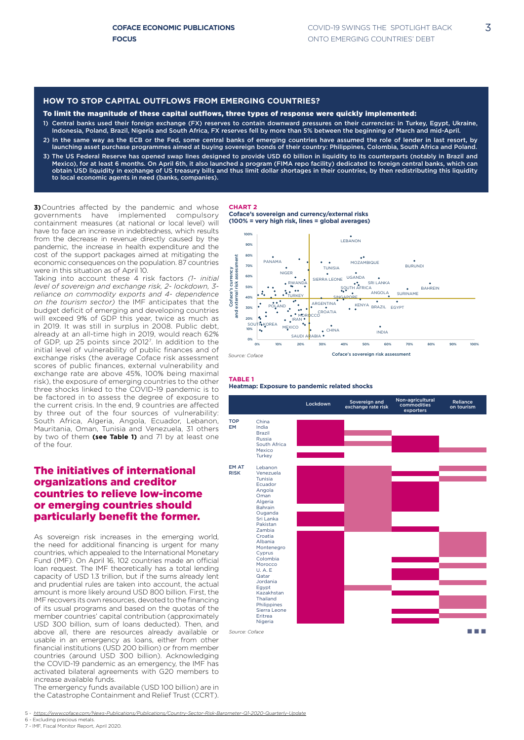## HOW TO STOP CAPITAL OUTFLOWS FROM EMERGING COUNTRIES?

**To limit the magnitude of these capital outflows, three types of response were quickly implemented:**

1) Central banks used their foreign exchange (FX) reserves to contain downward pressures on their currencies: in Turkey, Egypt, Ukraine, Indonesia, Poland, Brazil, Nigeria and South Africa, FX reserves fell by more than 5% between the beginning of March and mid-April.
2) In the same way as the ECB or the Fed, some central banks of emerging countries have assumed the role of lender in last resort, by launching asset purchase programmes aimed at buying sovereign bonds of their country: Philippines, Colombia, South Africa and Poland.
3) The US Federal Reserve has opened swap lines designed to provide USD 60 billion in liquidity to its counterparts (notably in Brazil and Mexico), for at least 6 months. On April 6th, it also launched a program (FIMA repo facility) dedicated to foreign central banks, which can obtain USD liquidity in exchange of US treasury bills and thus limit dollar shortages in their countries, by then redistributing this liquidity to local economic agents in need (banks, companies).

**3)** Countries affected by the pandemic and whose governments have implemented compulsory containment measures (at national or local level) will have to face an increase in indebtedness, which results from the decrease in revenue directly caused by the pandemic, the increase in health expenditure and the cost of the support packages aimed at mitigating the economic consequences on the population. 87 countries were in this situation as of April 10.

Taking into account these 4 risk factors *(1- initial level of sovereign and exchange risk, 2- lockdown, 3- reliance on commodity exports and 4- dependence on the tourism sector)* the IMF anticipates that the budget deficit of emerging and developing countries will exceed 9% of GDP this year, twice as much as in 2019. It was still in surplus in 2008. Public debt, already at an all-time high in 2019, would reach 62% of GDP, up 25 points since 2012[7]. In addition to the initial level of vulnerability of public finances and of exchange risks (the average Coface risk assessment scores of public finances, external vulnerability and exchange rate are above 45%, 100% being maximal risk), the exposure of emerging countries to the other three shocks linked to the COVID-19 pandemic is to be factored in to assess the degree of exposure to the current crisis. In the end, 9 countries are affected by three out of the four sources of vulnerability: South Africa, Algeria, Angola, Ecuador, Lebanon, Mauritania, Oman, Tunisia and Venezuela, 31 others by two of them **(see Table 1)** and 71 by at least one of the four.

## The initiatives of international organizations and creditor countries to relieve low-income or emerging countries should particularly benefit the former.

As sovereign risk increases in the emerging world, the need for additional financing is urgent for many countries, which appealed to the International Monetary Fund (IMF). On April 16, 102 countries made an official loan request. The IMF theoretically has a total lending capacity of USD 1.3 trillion, but if the sums already lent and prudential rules are taken into account, the actual amount is more likely around USD 800 billion. First, the IMF recovers its own resources, devoted to the financing of its usual programs and based on the quotas of the member countries' capital contribution (approximately USD 300 billion, sum of loans deducted). Then, and above all, there are resources already available or usable in an emergency as loans, either from other financial institutions (USD 200 billion) or from member countries (around USD 300 billion). Acknowledging the COVID-19 pandemic as an emergency, the IMF has activated bilateral agreements with G20 members to increase available funds.

The emergency funds available (USD 100 billion) are in the Catastrophe Containment and Relief Trust (CCRT).

**CHART 2**
**Coface's sovereign and currency/external risks (100% = very high risk, lines = global averages)**

*Source: Coface*

**TABLE 1**
**Heatmap: Exposure to pandemic related shocks**

| | | Lockdown | Sovereign and exchange rate risk | Non-agricultural commodities exporters | Reliance on tourism |
|---|---|---|---|---|---|
| TOP EM | China | X | | | |
| | India | X | | | |
| | Brazil | X | X | | |
| | Russia | X | | X | |
| | South Africa | X | X | X | |
| | Mexico | | | X | X |
| | Turkey | X | | | |
| EM AT RISK | Lebanon | X | X | | X |
| | Venezuela | X | X | X | |
| | Tunisia | X | X | | X |
| | Ecuador | X | X | X | |
| | Angola | X | X | X | |
| | Oman | X | X | X | |
| | Algeria | X | X | X | |
| | Bahrain | X | X | X | |
| | Ouganda | X | X | | |
| | Sri Lanka | X | X | | |
| | Pakistan | X | X | | |
| | Zambia | X | X | X | |
| | Croatia | X | | | X |
| | Albania | X | | | X |
| | Montenegro | X | | | X |
| | Cyprus | X | | | X |
| | Colombia | X | | X | |
| | Morocco | X | | | |
| | U. A. E | X | | X | |
| | Qatar | X | | X | |
| | Jordania | X | | | X |
| | Egypt | X | X | | |
| | Kazakhstan | X | | X | |
| | Thailand | X | | | X |
| | Philippines | X | | | X |
| | Sierra Leone | X | | X | |
| | Eritrea | X | | | X |
| | Nigeria | X | | X | |

*Source: Coface*

5 - https://www.coface.com/News-Publications/Publications/Country-Sector-Risk-Barometer-Q1-2020-Quarterly-Update
6 - Excluding precious metals.
7 - IMF, Fiscal Monitor Report, April 2020.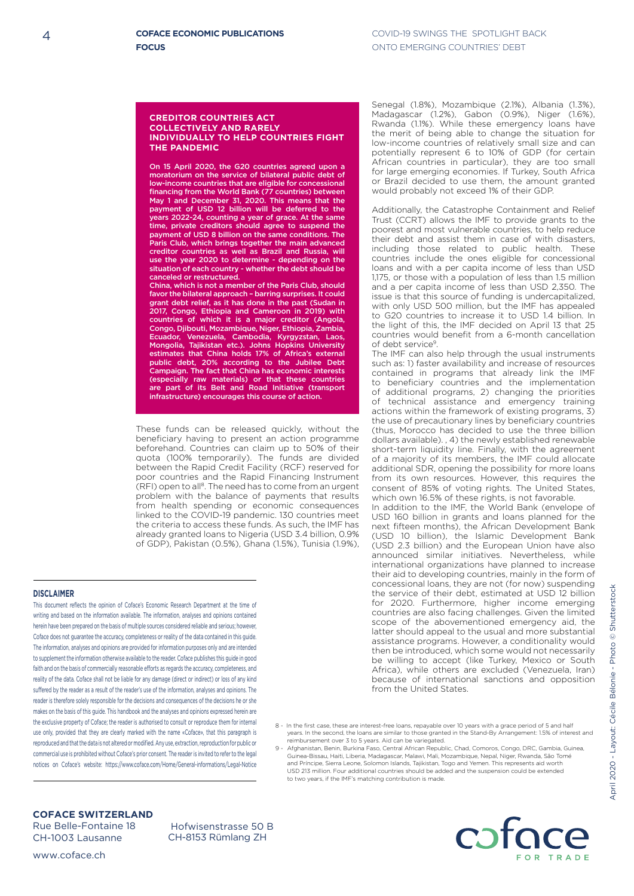### CREDITOR COUNTRIES ACT COLLECTIVELY AND RARELY INDIVIDUALLY TO HELP COUNTRIES FIGHT THE PANDEMIC

**On 15 April 2020, the G20 countries agreed upon a moratorium on the service of bilateral public debt of low-income countries that are eligible for concessional financing from the World Bank (77 countries) between May 1 and December 31, 2020. This means that the payment of USD 12 billion will be deferred to the years 2022-24, counting a year of grace. At the same time, private creditors should agree to suspend the payment of USD 8 billion on the same conditions. The Paris Club, which brings together the main advanced creditor countries as well as Brazil and Russia, will use the year 2020 to determine - depending on the situation of each country - whether the debt should be canceled or restructured.**

**China, which is not a member of the Paris Club, should favor the bilateral approach – barring surprises. It could grant debt relief, as it has done in the past (Sudan in 2017, Congo, Ethiopia and Cameroon in 2019) with countries of which it is a major creditor (Angola, Congo, Djibouti, Mozambique, Niger, Ethiopia, Zambia, Ecuador, Venezuela, Cambodia, Kyrgyzstan, Laos, Mongolia, Tajikistan etc.). Johns Hopkins University estimates that China holds 17% of Africa's external public debt, 20% according to the Jubilee Debt Campaign. The fact that China has economic interests (especially raw materials) or that these countries are part of its Belt and Road Initiative (transport infrastructure) encourages this course of action.**

These funds can be released quickly, without the beneficiary having to present an action programme beforehand. Countries can claim up to 50% of their quota (100% temporarily). The funds are divided between the Rapid Credit Facility (RCF) reserved for poor countries and the Rapid Financing Instrument (RFI) open to all[8]. The need has to come from an urgent problem with the balance of payments that results from health spending or economic consequences linked to the COVID-19 pandemic. 130 countries meet the criteria to access these funds. As such, the IMF has already granted loans to Nigeria (USD 3.4 billion, 0.9% of GDP), Pakistan (0.5%), Ghana (1.5%), Tunisia (1.9%), Senegal (1.8%), Mozambique (2.1%), Albania (1.3%), Madagascar (1.2%), Gabon (0.9%), Niger (1.6%), Rwanda (1.1%). While these emergency loans have the merit of being able to change the situation for low-income countries of relatively small size and can potentially represent 6 to 10% of GDP (for certain African countries in particular), they are too small for large emerging economies. If Turkey, South Africa or Brazil decided to use them, the amount granted would probably not exceed 1% of their GDP.

Additionally, the Catastrophe Containment and Relief Trust (CCRT) allows the IMF to provide grants to the poorest and most vulnerable countries, to help reduce their debt and assist them in case of with disasters, including those related to public health. These countries include the ones eligible for concessional loans and with a per capita income of less than USD 1,175, or those with a population of less than 1.5 million and a per capita income of less than USD 2,350. The issue is that this source of funding is undercapitalized, with only USD 500 million, but the IMF has appealed to G20 countries to increase it to USD 1.4 billion. In the light of this, the IMF decided on April 13 that 25 countries would benefit from a 6-month cancellation of debt service[9].

The IMF can also help through the usual instruments such as: 1) faster availability and increase of resources contained in programs that already link the IMF to beneficiary countries and the implementation of additional programs, 2) changing the priorities of technical assistance and emergency training actions within the framework of existing programs, 3) the use of precautionary lines by beneficiary countries (thus, Morocco has decided to use the three billion dollars available). , 4) the newly established renewable short-term liquidity line. Finally, with the agreement of a majority of its members, the IMF could allocate additional SDR, opening the possibility for more loans from its own resources. However, this requires the consent of 85% of voting rights. The United States, which own 16.5% of these rights, is not favorable.

In addition to the IMF, the World Bank (envelope of USD 160 billion in grants and loans planned for the next fifteen months), the African Development Bank (USD 10 billion), the Islamic Development Bank (USD 2.3 billion) and the European Union have also announced similar initiatives. Nevertheless, while international organizations have planned to increase their aid to developing countries, mainly in the form of concessional loans, they are not (for now) suspending the service of their debt, estimated at USD 12 billion for 2020. Furthermore, higher income emerging countries are also facing challenges. Given the limited scope of the abovementioned emergency aid, the latter should appeal to the usual and more substantial assistance programs. However, a conditionality would then be introduced, which some would not necessarily be willing to accept (like Turkey, Mexico or South Africa), while others are excluded (Venezuela, Iran) because of international sanctions and opposition from the United States.

8 - In the first case, these are interest-free loans, repayable over 10 years with a grace period of 5 and half years. In the second, the loans are similar to those granted in the Stand-By Arrangement: 1.5% of interest and reimbursement over 3 to 5 years. Aid can be variegated.

9 - Afghanistan, Benin, Burkina Faso, Central African Republic, Chad, Comoros, Congo, DRC, Gambia, Guinea, Guinea-Bissau, Haiti, Liberia, Madagascar, Malawi, Mali, Mozambique, Nepal, Niger, Rwanda, São Tomé and Príncipe, Sierra Leone, Solomon Islands, Tajikistan, Togo and Yemen. This represents aid worth USD 213 million. Four additional countries should be added and the suspension could be extended to two years, if the IMF's matching contribution is made.

#### DISCLAIMER

This document reflects the opinion of Coface's Economic Research Department at the time of writing and based on the information available. The information, analyses and opinions contained herein have been prepared on the basis of multiple sources considered reliable and serious; however, Coface does not guarantee the accuracy, completeness or reality of the data contained in this guide. The information, analyses and opinions are provided for information purposes only and are intended to supplement the information otherwise available to the reader. Coface publishes this guide in good faith and on the basis of commercially reasonable efforts as regards the accuracy, completeness, and reality of the data. Coface shall not be liable for any damage (direct or indirect) or loss of any kind suffered by the reader as a result of the reader's use of the information, analyses and opinions. The reader is therefore solely responsible for the decisions and consequences of the decisions he or she makes on the basis of this guide. This handbook and the analyses and opinions expressed herein are the exclusive property of Coface; the reader is authorised to consult or reproduce them for internal use only, provided that they are clearly marked with the name «Coface», that this paragraph is reproduced and that the data is not altered or modified. Any use, extraction, reproduction for public or commercial use is prohibited without Coface's prior consent. The reader is invited to refer to the legal notices on Coface's website: https://www.coface.com/Home/General-informations/Legal-Notice

**COFACE SWITZERLAND**
Rue Belle-Fontaine 18
CH-1003 Lausanne

Hofwisenstrasse 50 B
CH-8153 Rümlang ZH

www.coface.ch

April 2020 - Layout: Cécile Bélonie - Photo © Shutterstock